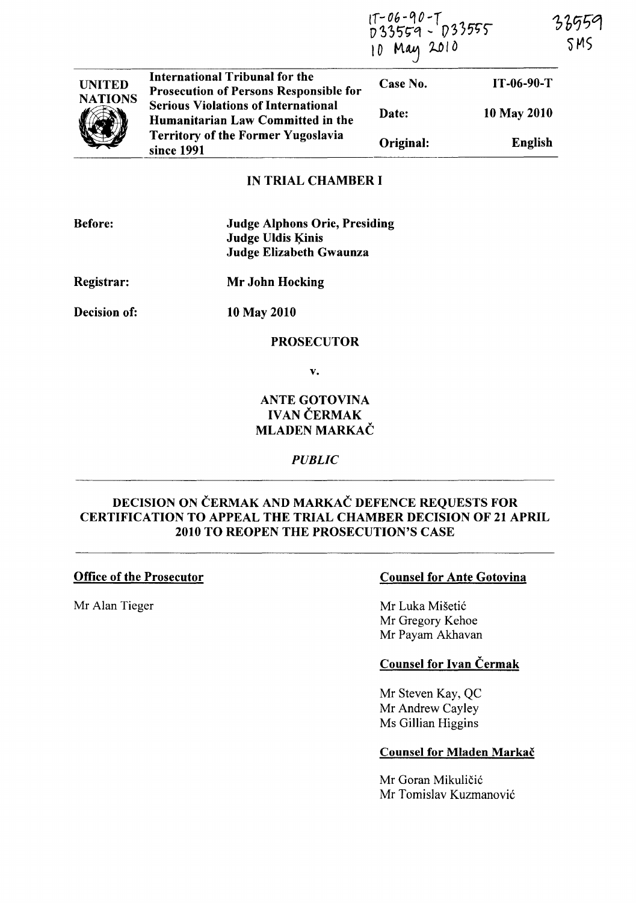IT-06-90-T
D33559 - D33555
10 May 2010

33559
SMS

| UNITED NATIONS | International Tribunal for the Prosecution of Persons Responsible for Serious Violations of International Humanitarian Law Committed in the Territory of the Former Yugoslavia since 1991 | Case No. | IT-06-90-T |
|---|---|---|---|
| | | Date: | 10 May 2010 |
| | | Original: | English |

**IN TRIAL CHAMBER I**

**Before:** **Judge Alphons Orie, Presiding**
**Judge Uldis Ķinis**
**Judge Elizabeth Gwaunza**

**Registrar:** **Mr John Hocking**

**Decision of:** **10 May 2010**

**PROSECUTOR**

**v.**

**ANTE GOTOVINA**
**IVAN ČERMAK**
**MLADEN MARKAČ**

***PUBLIC***

## DECISION ON ČERMAK AND MARKAČ DEFENCE REQUESTS FOR CERTIFICATION TO APPEAL THE TRIAL CHAMBER DECISION OF 21 APRIL 2010 TO REOPEN THE PROSECUTION'S CASE

**Office of the Prosecutor**

Mr Alan Tieger

**Counsel for Ante Gotovina**

Mr Luka Mišetić
Mr Gregory Kehoe
Mr Payam Akhavan

**Counsel for Ivan Čermak**

Mr Steven Kay, QC
Mr Andrew Cayley
Ms Gillian Higgins

**Counsel for Mladen Markač**

Mr Goran Mikuličić
Mr Tomislav Kuzmanović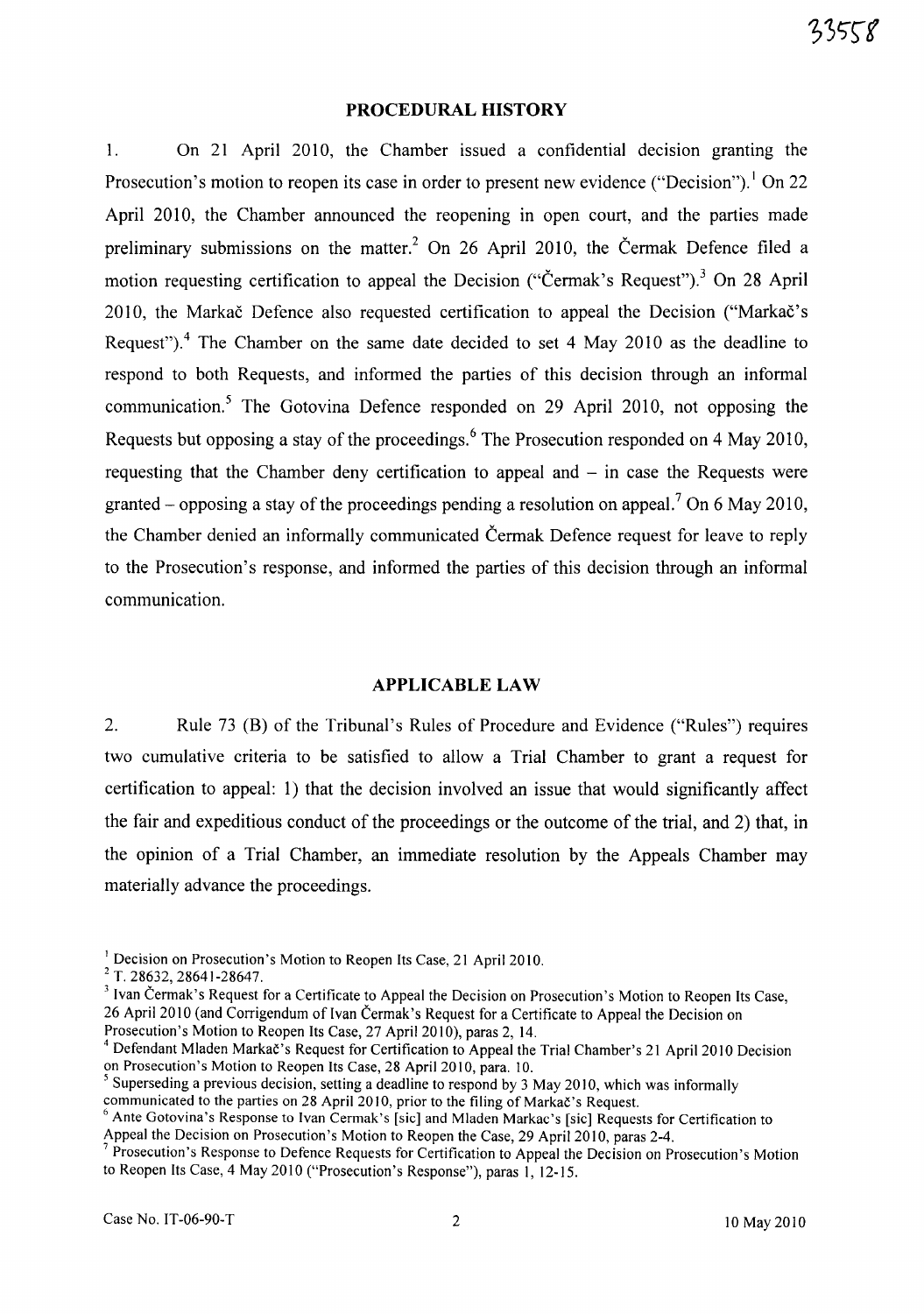## PROCEDURAL HISTORY

1. On 21 April 2010, the Chamber issued a confidential decision granting the Prosecution's motion to reopen its case in order to present new evidence ("Decision").[1] On 22 April 2010, the Chamber announced the reopening in open court, and the parties made preliminary submissions on the matter.[2] On 26 April 2010, the Čermak Defence filed a motion requesting certification to appeal the Decision ("Čermak's Request").[3] On 28 April 2010, the Markač Defence also requested certification to appeal the Decision ("Markač's Request").[4] The Chamber on the same date decided to set 4 May 2010 as the deadline to respond to both Requests, and informed the parties of this decision through an informal communication.[5] The Gotovina Defence responded on 29 April 2010, not opposing the Requests but opposing a stay of the proceedings.[6] The Prosecution responded on 4 May 2010, requesting that the Chamber deny certification to appeal and – in case the Requests were granted – opposing a stay of the proceedings pending a resolution on appeal.[7] On 6 May 2010, the Chamber denied an informally communicated Čermak Defence request for leave to reply to the Prosecution's response, and informed the parties of this decision through an informal communication.

## APPLICABLE LAW

2. Rule 73 (B) of the Tribunal's Rules of Procedure and Evidence ("Rules") requires two cumulative criteria to be satisfied to allow a Trial Chamber to grant a request for certification to appeal: 1) that the decision involved an issue that would significantly affect the fair and expeditious conduct of the proceedings or the outcome of the trial, and 2) that, in the opinion of a Trial Chamber, an immediate resolution by the Appeals Chamber may materially advance the proceedings.

---

[1] Decision on Prosecution's Motion to Reopen Its Case, 21 April 2010.

[2] T. 28632, 28641-28647.

[3] Ivan Čermak's Request for a Certificate to Appeal the Decision on Prosecution's Motion to Reopen Its Case, 26 April 2010 (and Corrigendum of Ivan Čermak's Request for a Certificate to Appeal the Decision on Prosecution's Motion to Reopen Its Case, 27 April 2010), paras 2, 14.

[4] Defendant Mladen Markač's Request for Certification to Appeal the Trial Chamber's 21 April 2010 Decision on Prosecution's Motion to Reopen Its Case, 28 April 2010, para. 10.

[5] Superseding a previous decision, setting a deadline to respond by 3 May 2010, which was informally communicated to the parties on 28 April 2010, prior to the filing of Markač's Request.

[6] Ante Gotovina's Response to Ivan Cermak's [sic] and Mladen Markac's [sic] Requests for Certification to Appeal the Decision on Prosecution's Motion to Reopen the Case, 29 April 2010, paras 2-4.

[7] Prosecution's Response to Defence Requests for Certification to Appeal the Decision on Prosecution's Motion to Reopen Its Case, 4 May 2010 ("Prosecution's Response"), paras 1, 12-15.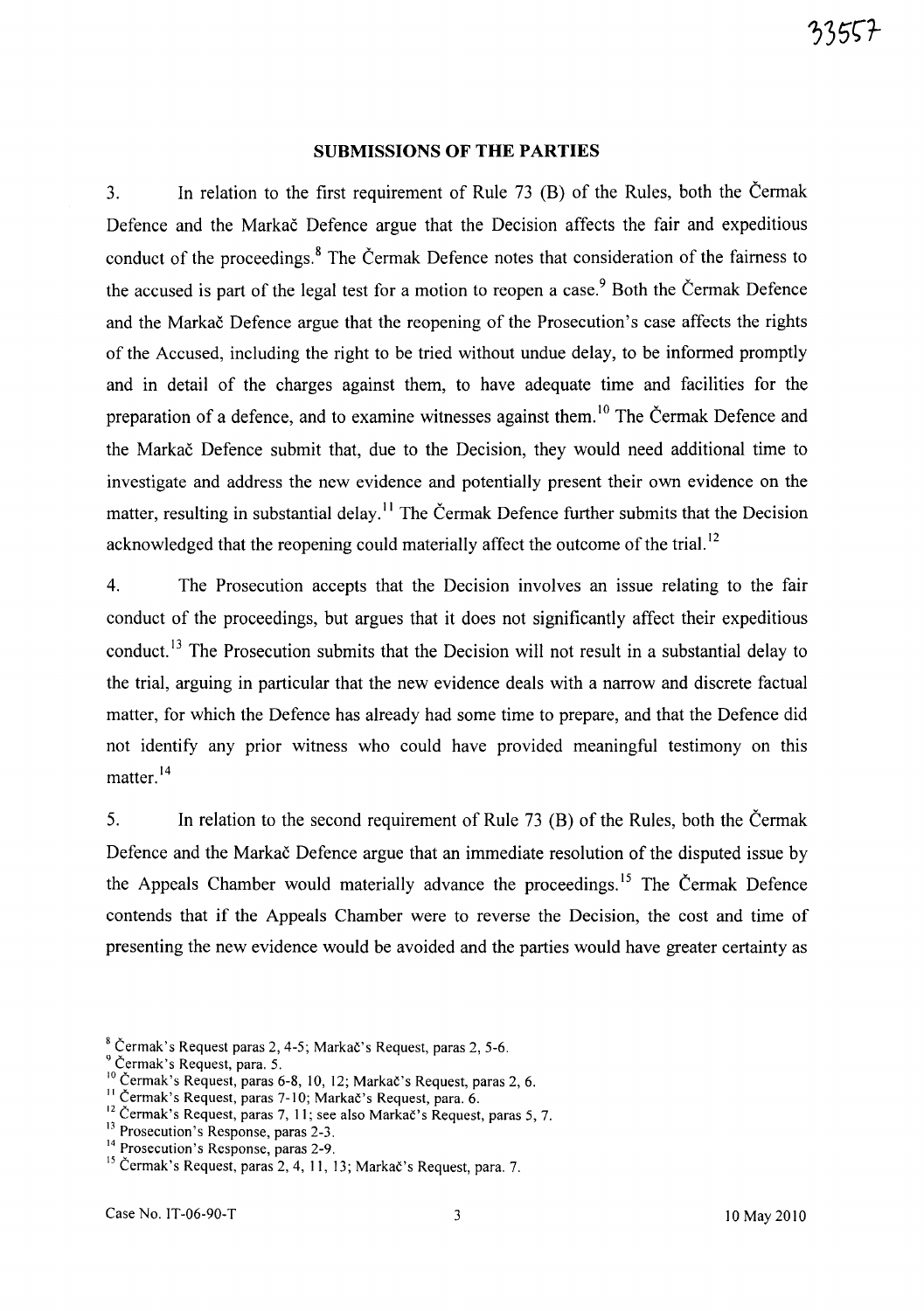## SUBMISSIONS OF THE PARTIES

3. In relation to the first requirement of Rule 73 (B) of the Rules, both the Čermak Defence and the Markač Defence argue that the Decision affects the fair and expeditious conduct of the proceedings.[8] The Čermak Defence notes that consideration of the fairness to the accused is part of the legal test for a motion to reopen a case.[9] Both the Čermak Defence and the Markač Defence argue that the reopening of the Prosecution's case affects the rights of the Accused, including the right to be tried without undue delay, to be informed promptly and in detail of the charges against them, to have adequate time and facilities for the preparation of a defence, and to examine witnesses against them.[10] The Čermak Defence and the Markač Defence submit that, due to the Decision, they would need additional time to investigate and address the new evidence and potentially present their own evidence on the matter, resulting in substantial delay.[11] The Čermak Defence further submits that the Decision acknowledged that the reopening could materially affect the outcome of the trial.[12]

4. The Prosecution accepts that the Decision involves an issue relating to the fair conduct of the proceedings, but argues that it does not significantly affect their expeditious conduct.[13] The Prosecution submits that the Decision will not result in a substantial delay to the trial, arguing in particular that the new evidence deals with a narrow and discrete factual matter, for which the Defence has already had some time to prepare, and that the Defence did not identify any prior witness who could have provided meaningful testimony on this matter.[14]

5. In relation to the second requirement of Rule 73 (B) of the Rules, both the Čermak Defence and the Markač Defence argue that an immediate resolution of the disputed issue by the Appeals Chamber would materially advance the proceedings.[15] The Čermak Defence contends that if the Appeals Chamber were to reverse the Decision, the cost and time of presenting the new evidence would be avoided and the parties would have greater certainty as

---

[8] Čermak's Request paras 2, 4-5; Markač's Request, paras 2, 5-6.

[9] Čermak's Request, para. 5.

[10] Čermak's Request, paras 6-8, 10, 12; Markač's Request, paras 2, 6.

[11] Čermak's Request, paras 7-10; Markač's Request, para. 6.

[12] Čermak's Request, paras 7, 11; see also Markač's Request, paras 5, 7.

[13] Prosecution's Response, paras 2-3.

[14] Prosecution's Response, paras 2-9.

[15] Čermak's Request, paras 2, 4, 11, 13; Markač's Request, para. 7.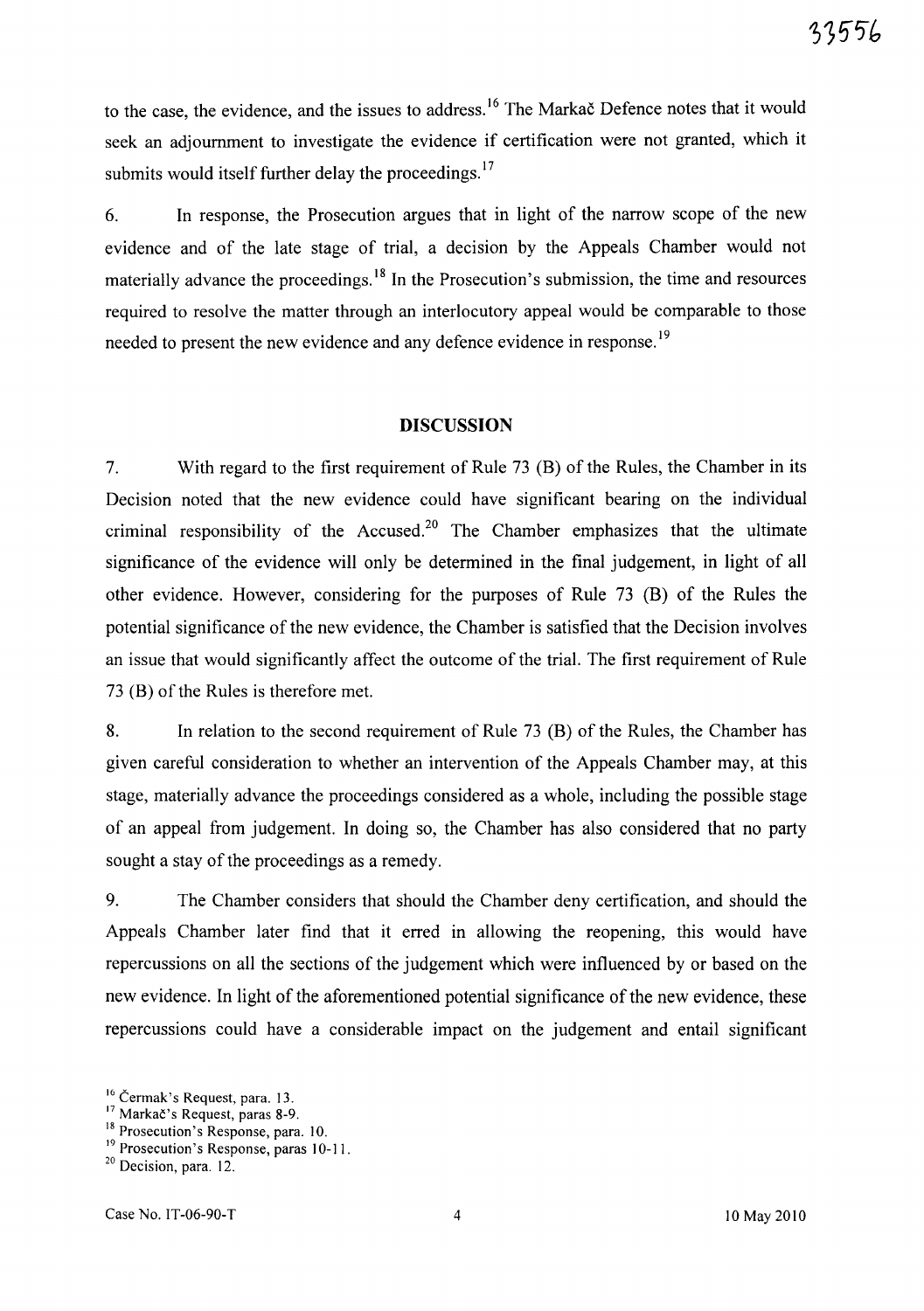to the case, the evidence, and the issues to address.[16] The Markač Defence notes that it would seek an adjournment to investigate the evidence if certification were not granted, which it submits would itself further delay the proceedings.[17]

6. In response, the Prosecution argues that in light of the narrow scope of the new evidence and of the late stage of trial, a decision by the Appeals Chamber would not materially advance the proceedings.[18] In the Prosecution's submission, the time and resources required to resolve the matter through an interlocutory appeal would be comparable to those needed to present the new evidence and any defence evidence in response.[19]

## DISCUSSION

7. With regard to the first requirement of Rule 73 (B) of the Rules, the Chamber in its Decision noted that the new evidence could have significant bearing on the individual criminal responsibility of the Accused.[20] The Chamber emphasizes that the ultimate significance of the evidence will only be determined in the final judgement, in light of all other evidence. However, considering for the purposes of Rule 73 (B) of the Rules the potential significance of the new evidence, the Chamber is satisfied that the Decision involves an issue that would significantly affect the outcome of the trial. The first requirement of Rule 73 (B) of the Rules is therefore met.

8. In relation to the second requirement of Rule 73 (B) of the Rules, the Chamber has given careful consideration to whether an intervention of the Appeals Chamber may, at this stage, materially advance the proceedings considered as a whole, including the possible stage of an appeal from judgement. In doing so, the Chamber has also considered that no party sought a stay of the proceedings as a remedy.

9. The Chamber considers that should the Chamber deny certification, and should the Appeals Chamber later find that it erred in allowing the reopening, this would have repercussions on all the sections of the judgement which were influenced by or based on the new evidence. In light of the aforementioned potential significance of the new evidence, these repercussions could have a considerable impact on the judgement and entail significant

[16] Čermak's Request, para. 13.
[17] Markač's Request, paras 8-9.
[18] Prosecution's Response, para. 10.
[19] Prosecution's Response, paras 10-11.
[20] Decision, para. 12.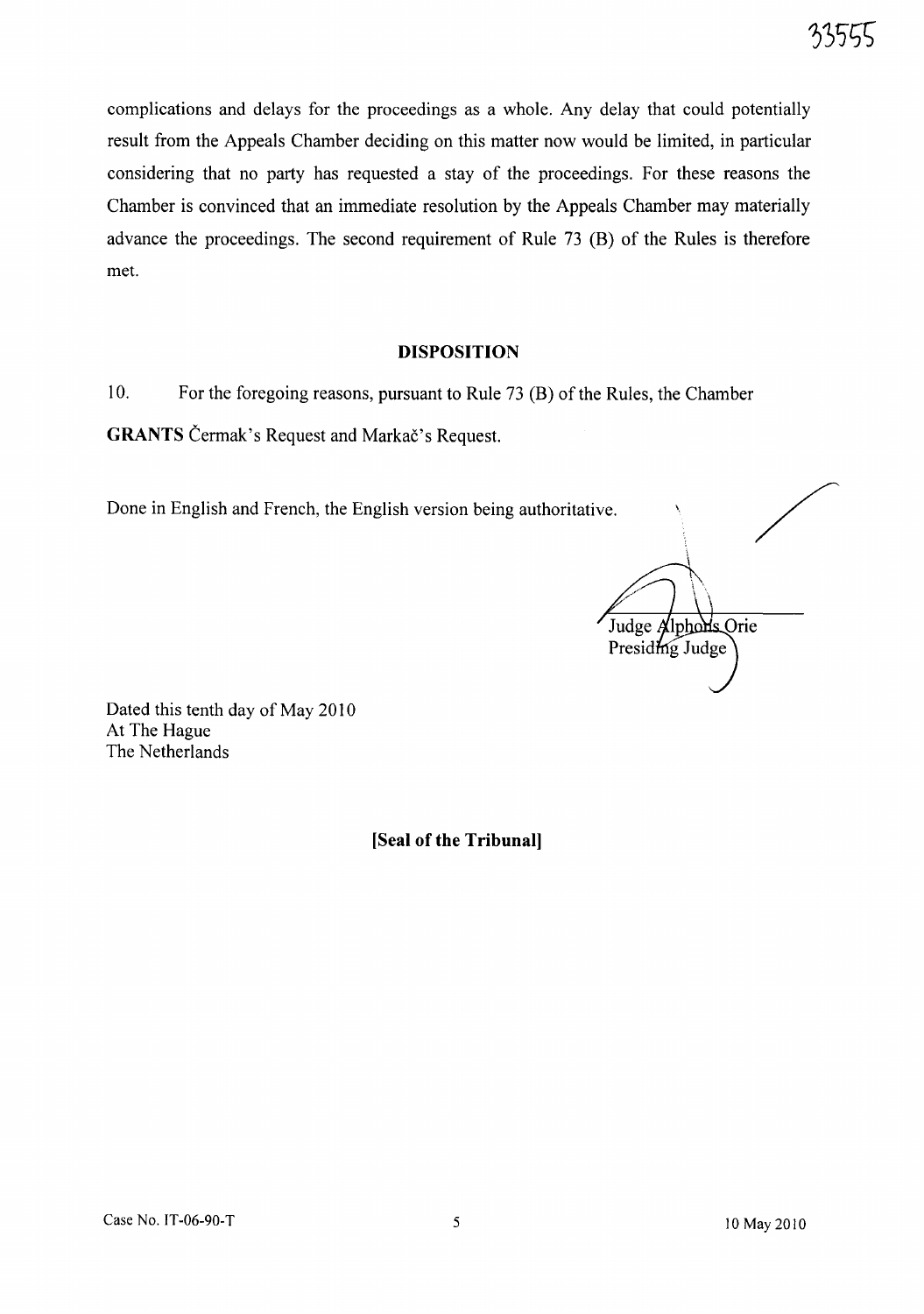complications and delays for the proceedings as a whole. Any delay that could potentially result from the Appeals Chamber deciding on this matter now would be limited, in particular considering that no party has requested a stay of the proceedings. For these reasons the Chamber is convinced that an immediate resolution by the Appeals Chamber may materially advance the proceedings. The second requirement of Rule 73 (B) of the Rules is therefore met.

## DISPOSITION

10. For the foregoing reasons, pursuant to Rule 73 (B) of the Rules, the Chamber **GRANTS** Čermak's Request and Markač's Request.

Done in English and French, the English version being authoritative.

Judge Alphons Orie
Presiding Judge

Dated this tenth day of May 2010
At The Hague
The Netherlands

**[Seal of the Tribunal]**